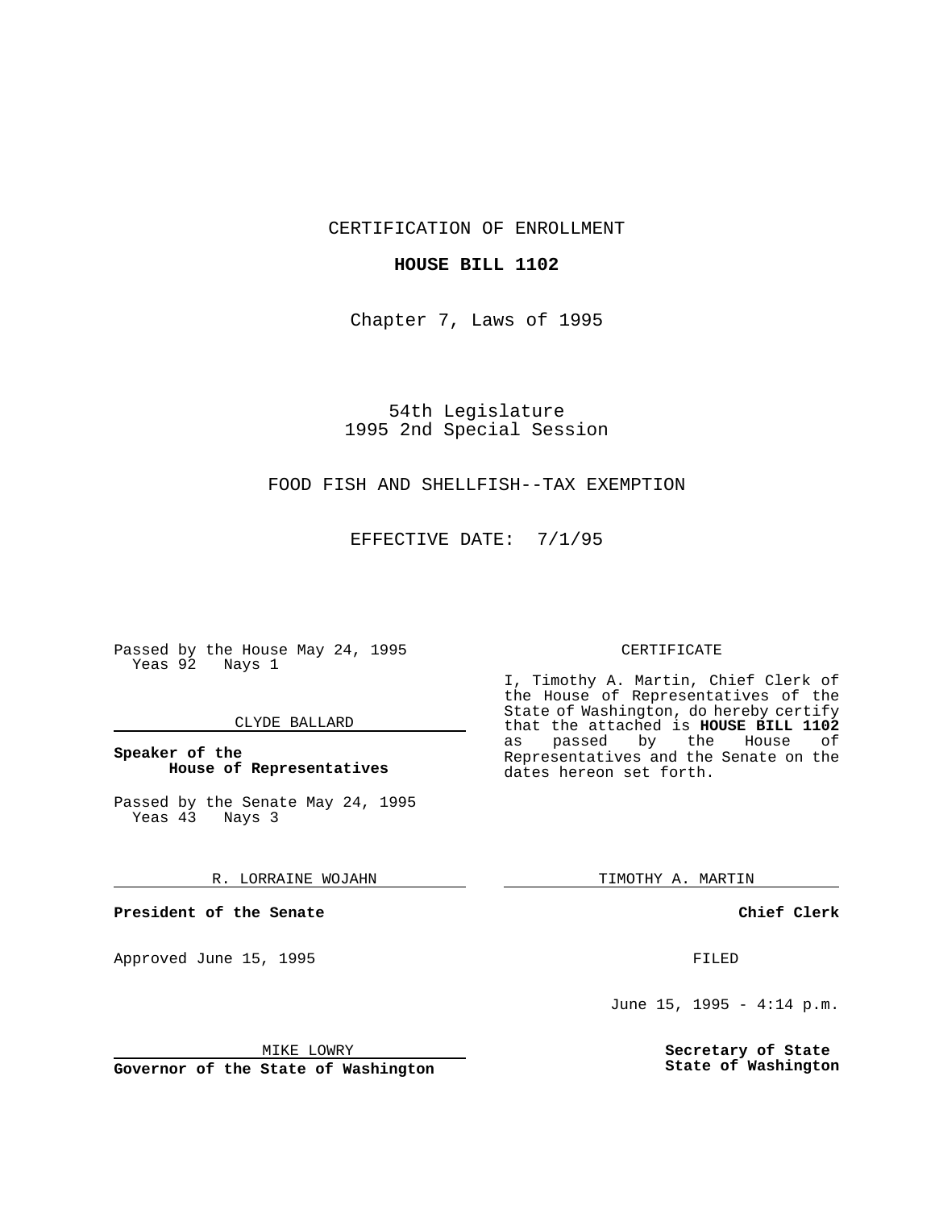CERTIFICATION OF ENROLLMENT

**HOUSE BILL 1102**

Chapter 7, Laws of 1995

54th Legislature
1995 2nd Special Session

FOOD FISH AND SHELLFISH--TAX EXEMPTION

EFFECTIVE DATE: 7/1/95

Passed by the House May 24, 1995
Yeas 92 Nays 1

CLYDE BALLARD

**Speaker of the House of Representatives**

Passed by the Senate May 24, 1995
Yeas 43 Nays 3

R. LORRAINE WOJAHN

**President of the Senate**

Approved June 15, 1995

MIKE LOWRY

**Governor of the State of Washington**

CERTIFICATE

I, Timothy A. Martin, Chief Clerk of the House of Representatives of the State of Washington, do hereby certify that the attached is **HOUSE BILL 1102** as passed by the House of Representatives and the Senate on the dates hereon set forth.

TIMOTHY A. MARTIN

**Chief Clerk**

FILED

June 15, 1995 - 4:14 p.m.

**Secretary of State**
**State of Washington**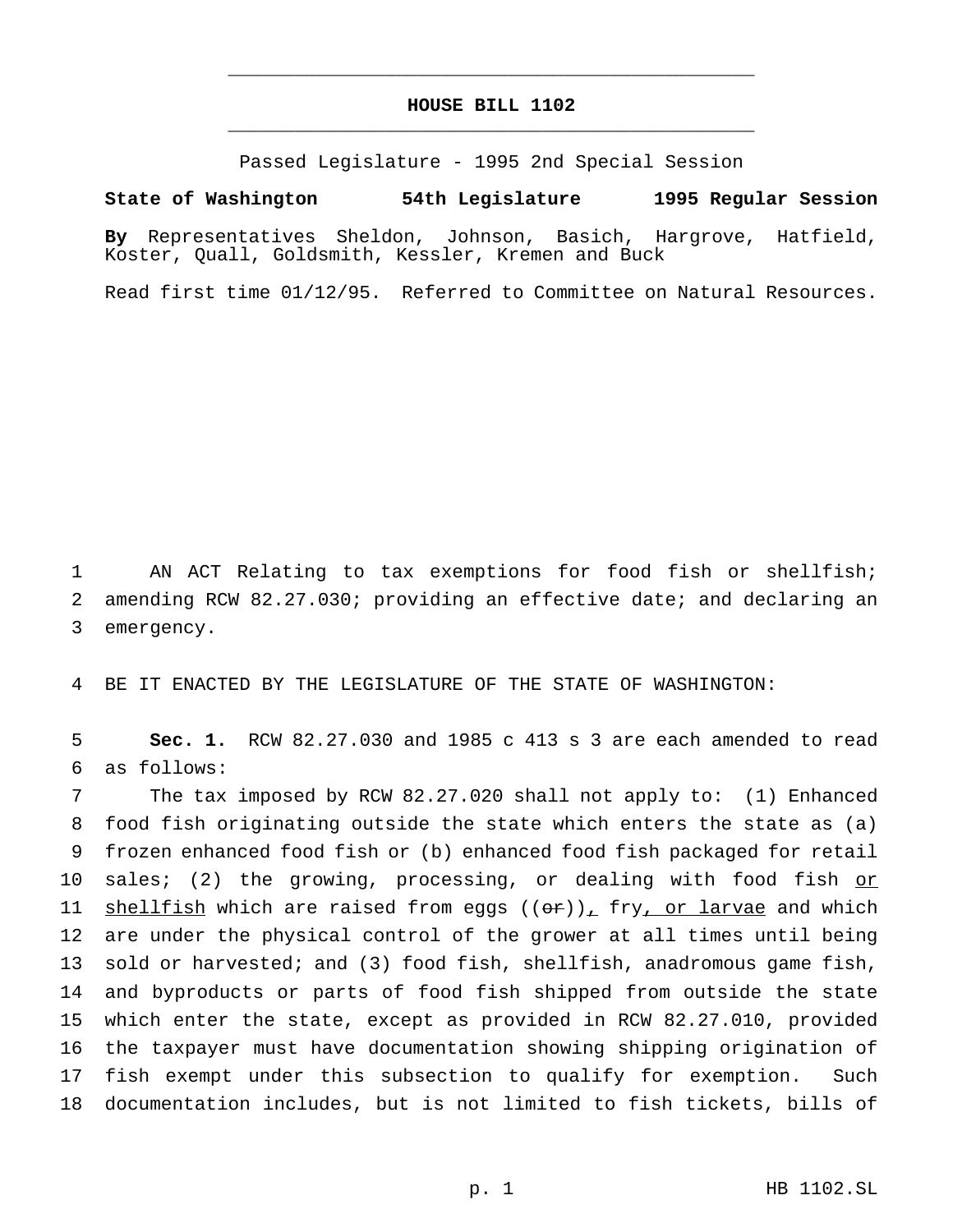# HOUSE BILL 1102

Passed Legislature - 1995 2nd Special Session

**State of Washington 54th Legislature 1995 Regular Session**

**By** Representatives Sheldon, Johnson, Basich, Hargrove, Hatfield, Koster, Quall, Goldsmith, Kessler, Kremen and Buck

Read first time 01/12/95. Referred to Committee on Natural Resources.

1 AN ACT Relating to tax exemptions for food fish or shellfish;
2 amending RCW 82.27.030; providing an effective date; and declaring an
3 emergency.

4 BE IT ENACTED BY THE LEGISLATURE OF THE STATE OF WASHINGTON:

5 **Sec. 1.** RCW 82.27.030 and 1985 c 413 s 3 are each amended to read
6 as follows:

7 The tax imposed by RCW 82.27.020 shall not apply to: (1) Enhanced
8 food fish originating outside the state which enters the state as (a)
9 frozen enhanced food fish or (b) enhanced food fish packaged for retail
10 sales; (2) the growing, processing, or dealing with food fish <u>or</u>
11 <u>shellfish</u> which are raised from eggs ((~~or~~))<u>,</u> fry<u>, or larvae</u> and which
12 are under the physical control of the grower at all times until being
13 sold or harvested; and (3) food fish, shellfish, anadromous game fish,
14 and byproducts or parts of food fish shipped from outside the state
15 which enter the state, except as provided in RCW 82.27.010, provided
16 the taxpayer must have documentation showing shipping origination of
17 fish exempt under this subsection to qualify for exemption. Such
18 documentation includes, but is not limited to fish tickets, bills of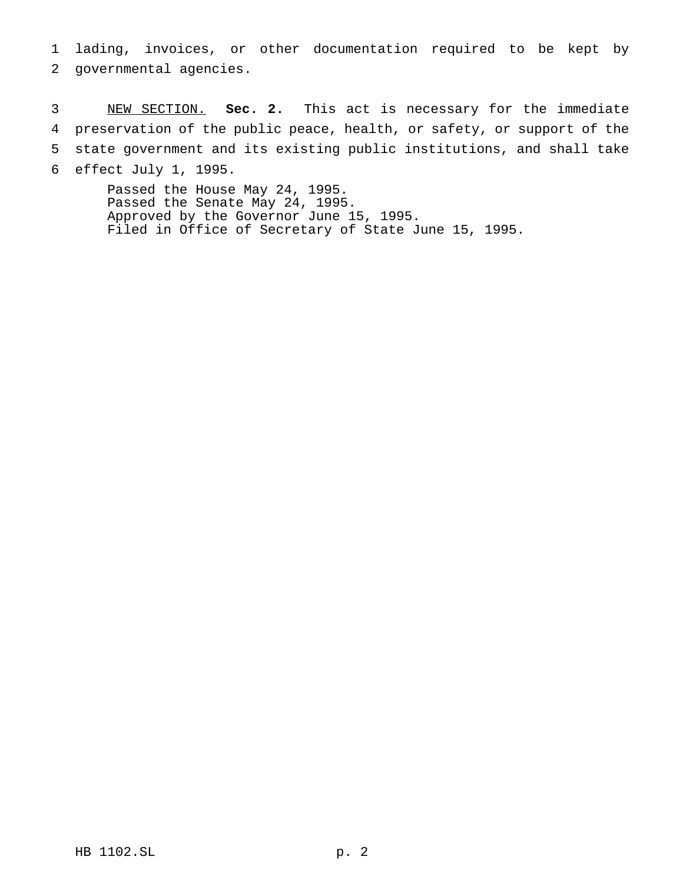lading, invoices, or other documentation required to be kept by governmental agencies.

NEW SECTION. **Sec. 2.** This act is necessary for the immediate preservation of the public peace, health, or safety, or support of the state government and its existing public institutions, and shall take effect July 1, 1995.

Passed the House May 24, 1995.
Passed the Senate May 24, 1995.
Approved by the Governor June 15, 1995.
Filed in Office of Secretary of State June 15, 1995.